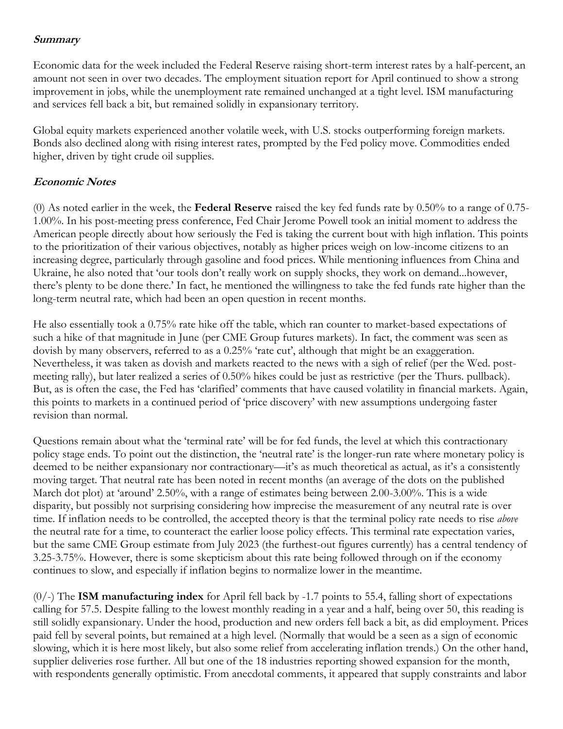### ***Summary***

Economic data for the week included the Federal Reserve raising short-term interest rates by a half-percent, an amount not seen in over two decades. The employment situation report for April continued to show a strong improvement in jobs, while the unemployment rate remained unchanged at a tight level. ISM manufacturing and services fell back a bit, but remained solidly in expansionary territory.

Global equity markets experienced another volatile week, with U.S. stocks outperforming foreign markets. Bonds also declined along with rising interest rates, prompted by the Fed policy move. Commodities ended higher, driven by tight crude oil supplies.

### ***Economic Notes***

(0) As noted earlier in the week, the **Federal Reserve** raised the key fed funds rate by 0.50% to a range of 0.75-1.00%. In his post-meeting press conference, Fed Chair Jerome Powell took an initial moment to address the American people directly about how seriously the Fed is taking the current bout with high inflation. This points to the prioritization of their various objectives, notably as higher prices weigh on low-income citizens to an increasing degree, particularly through gasoline and food prices. While mentioning influences from China and Ukraine, he also noted that 'our tools don't really work on supply shocks, they work on demand...however, there's plenty to be done there.' In fact, he mentioned the willingness to take the fed funds rate higher than the long-term neutral rate, which had been an open question in recent months.

He also essentially took a 0.75% rate hike off the table, which ran counter to market-based expectations of such a hike of that magnitude in June (per CME Group futures markets). In fact, the comment was seen as dovish by many observers, referred to as a 0.25% 'rate cut', although that might be an exaggeration. Nevertheless, it was taken as dovish and markets reacted to the news with a sigh of relief (per the Wed. post-meeting rally), but later realized a series of 0.50% hikes could be just as restrictive (per the Thurs. pullback). But, as is often the case, the Fed has 'clarified' comments that have caused volatility in financial markets. Again, this points to markets in a continued period of 'price discovery' with new assumptions undergoing faster revision than normal.

Questions remain about what the 'terminal rate' will be for fed funds, the level at which this contractionary policy stage ends. To point out the distinction, the 'neutral rate' is the longer-run rate where monetary policy is deemed to be neither expansionary nor contractionary—it's as much theoretical as actual, as it's a consistently moving target. That neutral rate has been noted in recent months (an average of the dots on the published March dot plot) at 'around' 2.50%, with a range of estimates being between 2.00-3.00%. This is a wide disparity, but possibly not surprising considering how imprecise the measurement of any neutral rate is over time. If inflation needs to be controlled, the accepted theory is that the terminal policy rate needs to rise *above* the neutral rate for a time, to counteract the earlier loose policy effects. This terminal rate expectation varies, but the same CME Group estimate from July 2023 (the furthest-out figures currently) has a central tendency of 3.25-3.75%. However, there is some skepticism about this rate being followed through on if the economy continues to slow, and especially if inflation begins to normalize lower in the meantime.

(0/-) The **ISM manufacturing index** for April fell back by -1.7 points to 55.4, falling short of expectations calling for 57.5. Despite falling to the lowest monthly reading in a year and a half, being over 50, this reading is still solidly expansionary. Under the hood, production and new orders fell back a bit, as did employment. Prices paid fell by several points, but remained at a high level. (Normally that would be a seen as a sign of economic slowing, which it is here most likely, but also some relief from accelerating inflation trends.) On the other hand, supplier deliveries rose further. All but one of the 18 industries reporting showed expansion for the month, with respondents generally optimistic. From anecdotal comments, it appeared that supply constraints and labor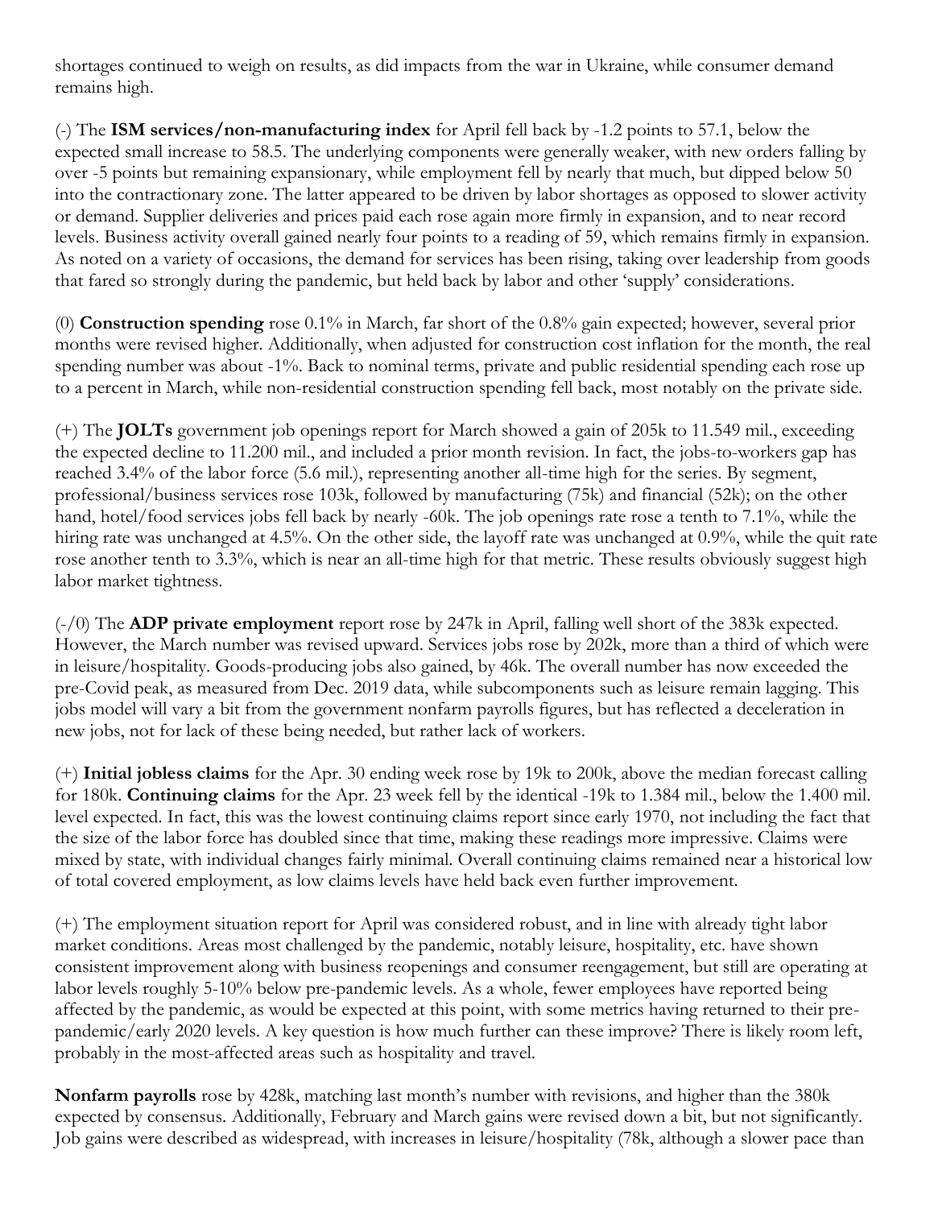shortages continued to weigh on results, as did impacts from the war in Ukraine, while consumer demand remains high.

(-) The **ISM services/non-manufacturing index** for April fell back by -1.2 points to 57.1, below the expected small increase to 58.5. The underlying components were generally weaker, with new orders falling by over -5 points but remaining expansionary, while employment fell by nearly that much, but dipped below 50 into the contractionary zone. The latter appeared to be driven by labor shortages as opposed to slower activity or demand. Supplier deliveries and prices paid each rose again more firmly in expansion, and to near record levels. Business activity overall gained nearly four points to a reading of 59, which remains firmly in expansion. As noted on a variety of occasions, the demand for services has been rising, taking over leadership from goods that fared so strongly during the pandemic, but held back by labor and other 'supply' considerations.

(0) **Construction spending** rose 0.1% in March, far short of the 0.8% gain expected; however, several prior months were revised higher. Additionally, when adjusted for construction cost inflation for the month, the real spending number was about -1%. Back to nominal terms, private and public residential spending each rose up to a percent in March, while non-residential construction spending fell back, most notably on the private side.

(+) The **JOLTs** government job openings report for March showed a gain of 205k to 11.549 mil., exceeding the expected decline to 11.200 mil., and included a prior month revision. In fact, the jobs-to-workers gap has reached 3.4% of the labor force (5.6 mil.), representing another all-time high for the series. By segment, professional/business services rose 103k, followed by manufacturing (75k) and financial (52k); on the other hand, hotel/food services jobs fell back by nearly -60k. The job openings rate rose a tenth to 7.1%, while the hiring rate was unchanged at 4.5%. On the other side, the layoff rate was unchanged at 0.9%, while the quit rate rose another tenth to 3.3%, which is near an all-time high for that metric. These results obviously suggest high labor market tightness.

(-/0) The **ADP private employment** report rose by 247k in April, falling well short of the 383k expected. However, the March number was revised upward. Services jobs rose by 202k, more than a third of which were in leisure/hospitality. Goods-producing jobs also gained, by 46k. The overall number has now exceeded the pre-Covid peak, as measured from Dec. 2019 data, while subcomponents such as leisure remain lagging. This jobs model will vary a bit from the government nonfarm payrolls figures, but has reflected a deceleration in new jobs, not for lack of these being needed, but rather lack of workers.

(+) **Initial jobless claims** for the Apr. 30 ending week rose by 19k to 200k, above the median forecast calling for 180k. **Continuing claims** for the Apr. 23 week fell by the identical -19k to 1.384 mil., below the 1.400 mil. level expected. In fact, this was the lowest continuing claims report since early 1970, not including the fact that the size of the labor force has doubled since that time, making these readings more impressive. Claims were mixed by state, with individual changes fairly minimal. Overall continuing claims remained near a historical low of total covered employment, as low claims levels have held back even further improvement.

(+) The employment situation report for April was considered robust, and in line with already tight labor market conditions. Areas most challenged by the pandemic, notably leisure, hospitality, etc. have shown consistent improvement along with business reopenings and consumer reengagement, but still are operating at labor levels roughly 5-10% below pre-pandemic levels. As a whole, fewer employees have reported being affected by the pandemic, as would be expected at this point, with some metrics having returned to their pre-pandemic/early 2020 levels. A key question is how much further can these improve? There is likely room left, probably in the most-affected areas such as hospitality and travel.

**Nonfarm payrolls** rose by 428k, matching last month's number with revisions, and higher than the 380k expected by consensus. Additionally, February and March gains were revised down a bit, but not significantly. Job gains were described as widespread, with increases in leisure/hospitality (78k, although a slower pace than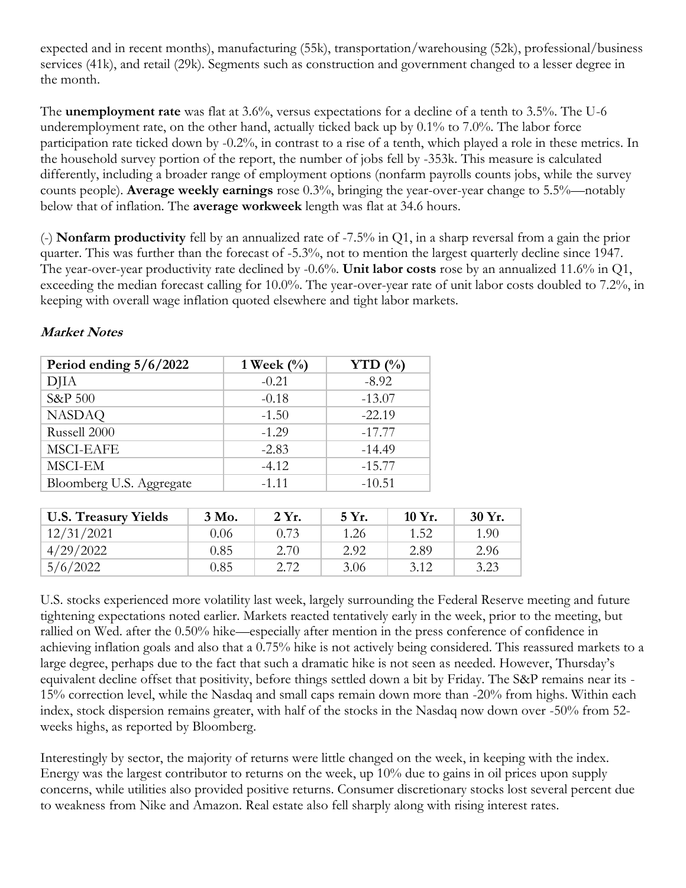expected and in recent months), manufacturing (55k), transportation/warehousing (52k), professional/business services (41k), and retail (29k). Segments such as construction and government changed to a lesser degree in the month.

The **unemployment rate** was flat at 3.6%, versus expectations for a decline of a tenth to 3.5%. The U-6 underemployment rate, on the other hand, actually ticked back up by 0.1% to 7.0%. The labor force participation rate ticked down by -0.2%, in contrast to a rise of a tenth, which played a role in these metrics. In the household survey portion of the report, the number of jobs fell by -353k. This measure is calculated differently, including a broader range of employment options (nonfarm payrolls counts jobs, while the survey counts people). **Average weekly earnings** rose 0.3%, bringing the year-over-year change to 5.5%—notably below that of inflation. The **average workweek** length was flat at 34.6 hours.

(-) **Nonfarm productivity** fell by an annualized rate of -7.5% in Q1, in a sharp reversal from a gain the prior quarter. This was further than the forecast of -5.3%, not to mention the largest quarterly decline since 1947. The year-over-year productivity rate declined by -0.6%. **Unit labor costs** rose by an annualized 11.6% in Q1, exceeding the median forecast calling for 10.0%. The year-over-year rate of unit labor costs doubled to 7.2%, in keeping with overall wage inflation quoted elsewhere and tight labor markets.

***Market Notes***

| Period ending 5/6/2022 | 1 Week (%) | YTD (%) |
|---|---|---|
| DJIA | -0.21 | -8.92 |
| S&P 500 | -0.18 | -13.07 |
| NASDAQ | -1.50 | -22.19 |
| Russell 2000 | -1.29 | -17.77 |
| MSCI-EAFE | -2.83 | -14.49 |
| MSCI-EM | -4.12 | -15.77 |
| Bloomberg U.S. Aggregate | -1.11 | -10.51 |

| U.S. Treasury Yields | 3 Mo. | 2 Yr. | 5 Yr. | 10 Yr. | 30 Yr. |
|---|---|---|---|---|---|
| 12/31/2021 | 0.06 | 0.73 | 1.26 | 1.52 | 1.90 |
| 4/29/2022 | 0.85 | 2.70 | 2.92 | 2.89 | 2.96 |
| 5/6/2022 | 0.85 | 2.72 | 3.06 | 3.12 | 3.23 |

U.S. stocks experienced more volatility last week, largely surrounding the Federal Reserve meeting and future tightening expectations noted earlier. Markets reacted tentatively early in the week, prior to the meeting, but rallied on Wed. after the 0.50% hike—especially after mention in the press conference of confidence in achieving inflation goals and also that a 0.75% hike is not actively being considered. This reassured markets to a large degree, perhaps due to the fact that such a dramatic hike is not seen as needed. However, Thursday's equivalent decline offset that positivity, before things settled down a bit by Friday. The S&P remains near its -15% correction level, while the Nasdaq and small caps remain down more than -20% from highs. Within each index, stock dispersion remains greater, with half of the stocks in the Nasdaq now down over -50% from 52-weeks highs, as reported by Bloomberg.

Interestingly by sector, the majority of returns were little changed on the week, in keeping with the index. Energy was the largest contributor to returns on the week, up 10% due to gains in oil prices upon supply concerns, while utilities also provided positive returns. Consumer discretionary stocks lost several percent due to weakness from Nike and Amazon. Real estate also fell sharply along with rising interest rates.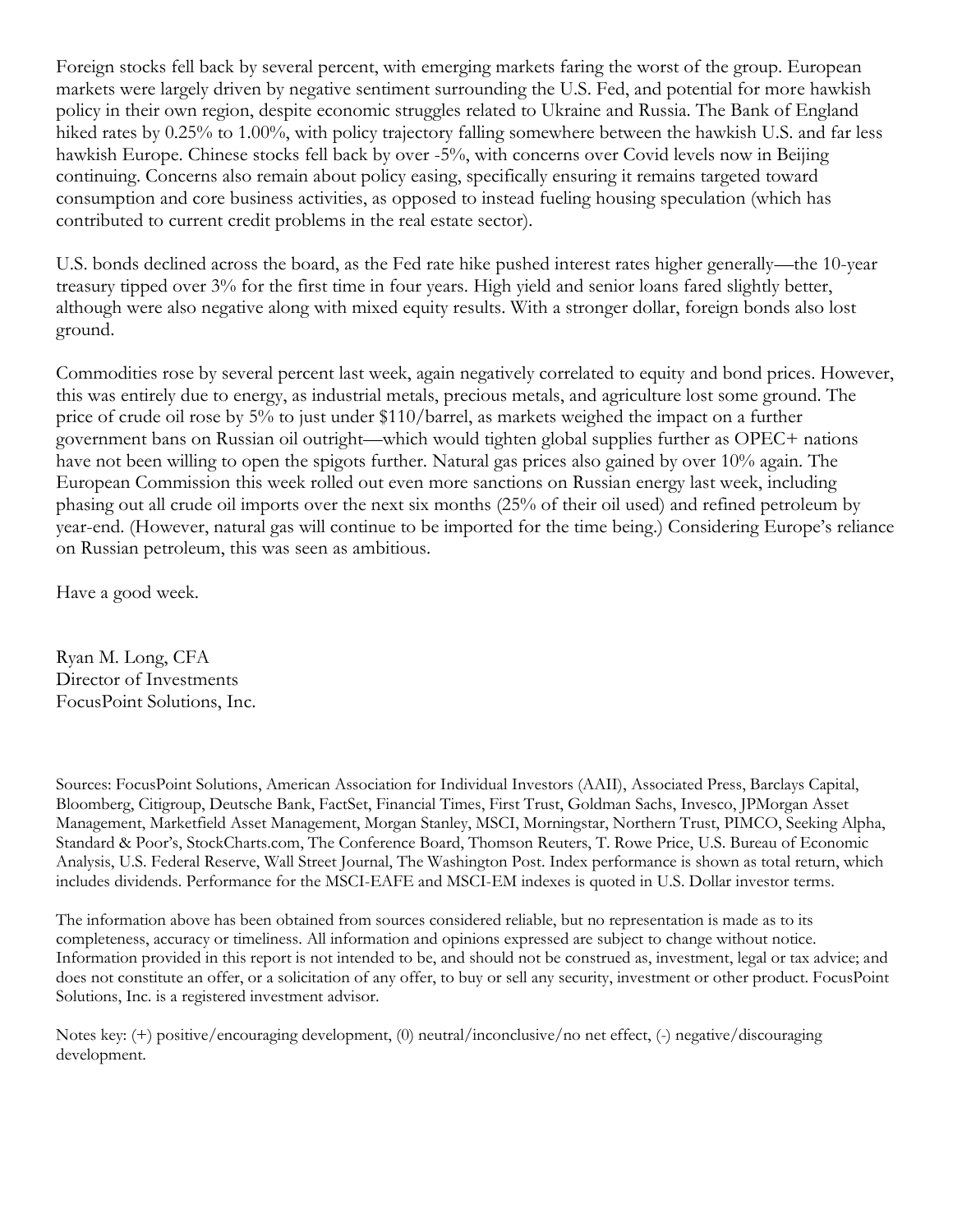Foreign stocks fell back by several percent, with emerging markets faring the worst of the group. European markets were largely driven by negative sentiment surrounding the U.S. Fed, and potential for more hawkish policy in their own region, despite economic struggles related to Ukraine and Russia. The Bank of England hiked rates by 0.25% to 1.00%, with policy trajectory falling somewhere between the hawkish U.S. and far less hawkish Europe. Chinese stocks fell back by over -5%, with concerns over Covid levels now in Beijing continuing. Concerns also remain about policy easing, specifically ensuring it remains targeted toward consumption and core business activities, as opposed to instead fueling housing speculation (which has contributed to current credit problems in the real estate sector).

U.S. bonds declined across the board, as the Fed rate hike pushed interest rates higher generally—the 10-year treasury tipped over 3% for the first time in four years. High yield and senior loans fared slightly better, although were also negative along with mixed equity results. With a stronger dollar, foreign bonds also lost ground.

Commodities rose by several percent last week, again negatively correlated to equity and bond prices. However, this was entirely due to energy, as industrial metals, precious metals, and agriculture lost some ground. The price of crude oil rose by 5% to just under $110/barrel, as markets weighed the impact on a further government bans on Russian oil outright—which would tighten global supplies further as OPEC+ nations have not been willing to open the spigots further. Natural gas prices also gained by over 10% again. The European Commission this week rolled out even more sanctions on Russian energy last week, including phasing out all crude oil imports over the next six months (25% of their oil used) and refined petroleum by year-end. (However, natural gas will continue to be imported for the time being.) Considering Europe's reliance on Russian petroleum, this was seen as ambitious.

Have a good week.

Ryan M. Long, CFA
Director of Investments
FocusPoint Solutions, Inc.

Sources: FocusPoint Solutions, American Association for Individual Investors (AAII), Associated Press, Barclays Capital, Bloomberg, Citigroup, Deutsche Bank, FactSet, Financial Times, First Trust, Goldman Sachs, Invesco, JPMorgan Asset Management, Marketfield Asset Management, Morgan Stanley, MSCI, Morningstar, Northern Trust, PIMCO, Seeking Alpha, Standard & Poor's, StockCharts.com, The Conference Board, Thomson Reuters, T. Rowe Price, U.S. Bureau of Economic Analysis, U.S. Federal Reserve, Wall Street Journal, The Washington Post. Index performance is shown as total return, which includes dividends. Performance for the MSCI-EAFE and MSCI-EM indexes is quoted in U.S. Dollar investor terms.

The information above has been obtained from sources considered reliable, but no representation is made as to its completeness, accuracy or timeliness. All information and opinions expressed are subject to change without notice. Information provided in this report is not intended to be, and should not be construed as, investment, legal or tax advice; and does not constitute an offer, or a solicitation of any offer, to buy or sell any security, investment or other product. FocusPoint Solutions, Inc. is a registered investment advisor.

Notes key: (+) positive/encouraging development, (0) neutral/inconclusive/no net effect, (-) negative/discouraging development.